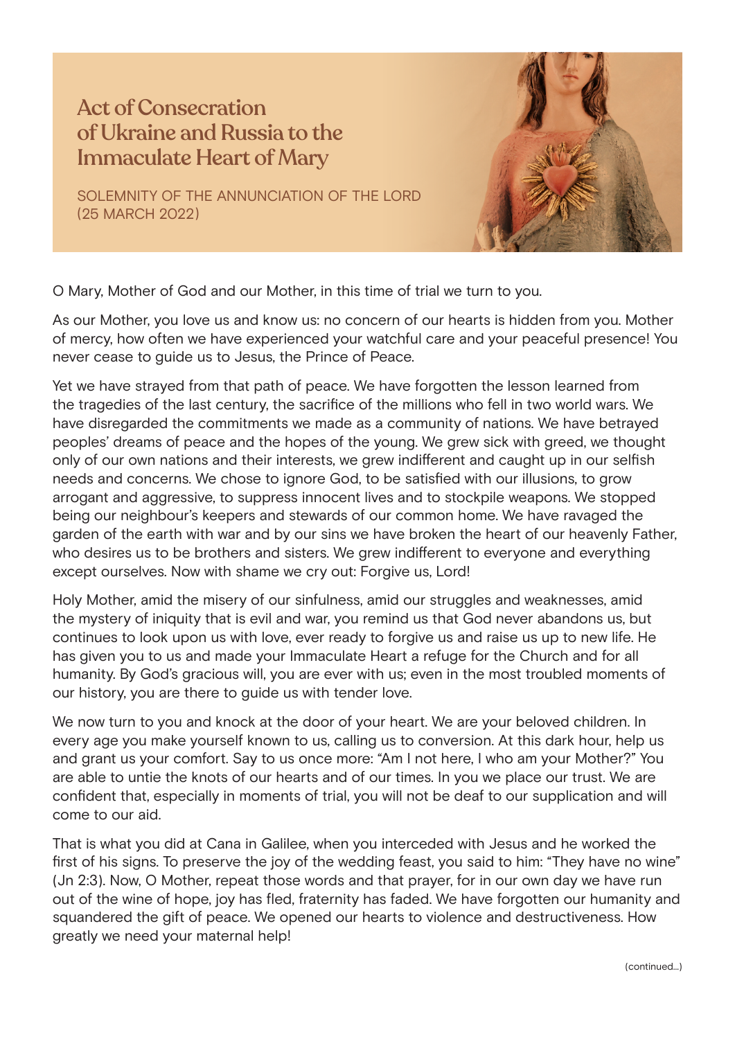# Act of Consecration of Ukraine and Russia to the Immaculate Heart of Mary

SOLEMNITY OF THE ANNUNCIATION OF THE LORD (25 MARCH 2022)

O Mary, Mother of God and our Mother, in this time of trial we turn to you.

As our Mother, you love us and know us: no concern of our hearts is hidden from you. Mother of mercy, how often we have experienced your watchful care and your peaceful presence! You never cease to guide us to Jesus, the Prince of Peace.

Yet we have strayed from that path of peace. We have forgotten the lesson learned from the tragedies of the last century, the sacrifice of the millions who fell in two world wars. We have disregarded the commitments we made as a community of nations. We have betrayed peoples' dreams of peace and the hopes of the young. We grew sick with greed, we thought only of our own nations and their interests, we grew indifferent and caught up in our selfish needs and concerns. We chose to ignore God, to be satisfied with our illusions, to grow arrogant and aggressive, to suppress innocent lives and to stockpile weapons. We stopped being our neighbour's keepers and stewards of our common home. We have ravaged the garden of the earth with war and by our sins we have broken the heart of our heavenly Father, who desires us to be brothers and sisters. We grew indifferent to everyone and everything except ourselves. Now with shame we cry out: Forgive us, Lord!

Holy Mother, amid the misery of our sinfulness, amid our struggles and weaknesses, amid the mystery of iniquity that is evil and war, you remind us that God never abandons us, but continues to look upon us with love, ever ready to forgive us and raise us up to new life. He has given you to us and made your Immaculate Heart a refuge for the Church and for all humanity. By God's gracious will, you are ever with us; even in the most troubled moments of our history, you are there to guide us with tender love.

We now turn to you and knock at the door of your heart. We are your beloved children. In every age you make yourself known to us, calling us to conversion. At this dark hour, help us and grant us your comfort. Say to us once more: "Am I not here, I who am your Mother?" You are able to untie the knots of our hearts and of our times. In you we place our trust. We are confident that, especially in moments of trial, you will not be deaf to our supplication and will come to our aid.

That is what you did at Cana in Galilee, when you interceded with Jesus and he worked the first of his signs. To preserve the joy of the wedding feast, you said to him: "They have no wine" (Jn 2:3). Now, O Mother, repeat those words and that prayer, for in our own day we have run out of the wine of hope, joy has fled, fraternity has faded. We have forgotten our humanity and squandered the gift of peace. We opened our hearts to violence and destructiveness. How greatly we need your maternal help!

(continued...)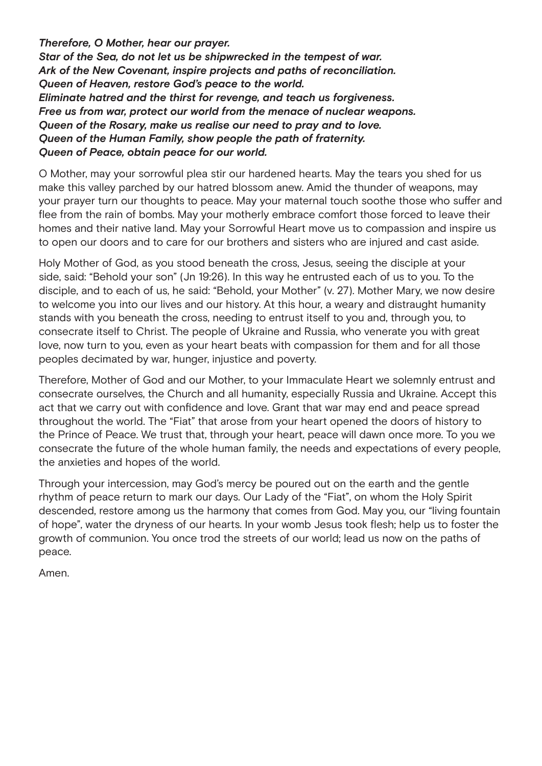***Therefore, O Mother, hear our prayer.***
***Star of the Sea, do not let us be shipwrecked in the tempest of war.***
***Ark of the New Covenant, inspire projects and paths of reconciliation.***
***Queen of Heaven, restore God's peace to the world.***
***Eliminate hatred and the thirst for revenge, and teach us forgiveness.***
***Free us from war, protect our world from the menace of nuclear weapons.***
***Queen of the Rosary, make us realise our need to pray and to love.***
***Queen of the Human Family, show people the path of fraternity.***
***Queen of Peace, obtain peace for our world.***

O Mother, may your sorrowful plea stir our hardened hearts. May the tears you shed for us make this valley parched by our hatred blossom anew. Amid the thunder of weapons, may your prayer turn our thoughts to peace. May your maternal touch soothe those who suffer and flee from the rain of bombs. May your motherly embrace comfort those forced to leave their homes and their native land. May your Sorrowful Heart move us to compassion and inspire us to open our doors and to care for our brothers and sisters who are injured and cast aside.

Holy Mother of God, as you stood beneath the cross, Jesus, seeing the disciple at your side, said: "Behold your son" (Jn 19:26). In this way he entrusted each of us to you. To the disciple, and to each of us, he said: "Behold, your Mother" (v. 27). Mother Mary, we now desire to welcome you into our lives and our history. At this hour, a weary and distraught humanity stands with you beneath the cross, needing to entrust itself to you and, through you, to consecrate itself to Christ. The people of Ukraine and Russia, who venerate you with great love, now turn to you, even as your heart beats with compassion for them and for all those peoples decimated by war, hunger, injustice and poverty.

Therefore, Mother of God and our Mother, to your Immaculate Heart we solemnly entrust and consecrate ourselves, the Church and all humanity, especially Russia and Ukraine. Accept this act that we carry out with confidence and love. Grant that war may end and peace spread throughout the world. The "Fiat" that arose from your heart opened the doors of history to the Prince of Peace. We trust that, through your heart, peace will dawn once more. To you we consecrate the future of the whole human family, the needs and expectations of every people, the anxieties and hopes of the world.

Through your intercession, may God's mercy be poured out on the earth and the gentle rhythm of peace return to mark our days. Our Lady of the "Fiat", on whom the Holy Spirit descended, restore among us the harmony that comes from God. May you, our "living fountain of hope", water the dryness of our hearts. In your womb Jesus took flesh; help us to foster the growth of communion. You once trod the streets of our world; lead us now on the paths of peace.

Amen.